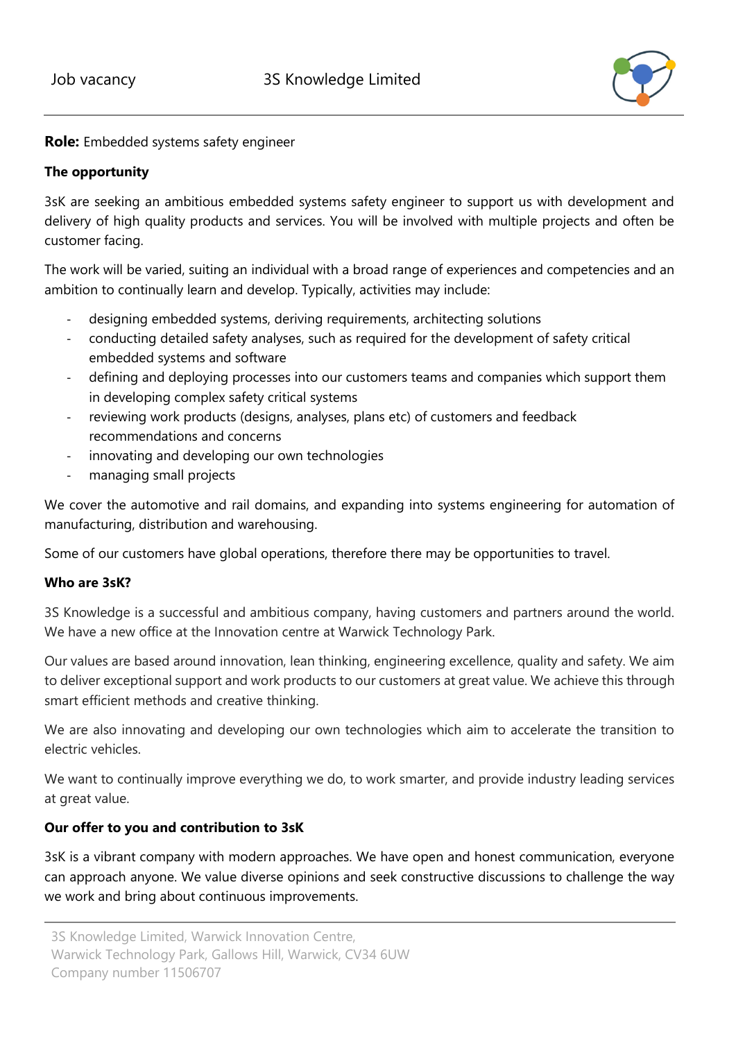Job vacancy 3S Knowledge Limited

**Role:** Embedded systems safety engineer

**The opportunity**

3sK are seeking an ambitious embedded systems safety engineer to support us with development and delivery of high quality products and services. You will be involved with multiple projects and often be customer facing.

The work will be varied, suiting an individual with a broad range of experiences and competencies and an ambition to continually learn and develop. Typically, activities may include:

- designing embedded systems, deriving requirements, architecting solutions
- conducting detailed safety analyses, such as required for the development of safety critical embedded systems and software
- defining and deploying processes into our customers teams and companies which support them in developing complex safety critical systems
- reviewing work products (designs, analyses, plans etc) of customers and feedback recommendations and concerns
- innovating and developing our own technologies
- managing small projects

We cover the automotive and rail domains, and expanding into systems engineering for automation of manufacturing, distribution and warehousing.

Some of our customers have global operations, therefore there may be opportunities to travel.

**Who are 3sK?**

3S Knowledge is a successful and ambitious company, having customers and partners around the world. We have a new office at the Innovation centre at Warwick Technology Park.

Our values are based around innovation, lean thinking, engineering excellence, quality and safety. We aim to deliver exceptional support and work products to our customers at great value. We achieve this through smart efficient methods and creative thinking.

We are also innovating and developing our own technologies which aim to accelerate the transition to electric vehicles.

We want to continually improve everything we do, to work smarter, and provide industry leading services at great value.

**Our offer to you and contribution to 3sK**

3sK is a vibrant company with modern approaches. We have open and honest communication, everyone can approach anyone. We value diverse opinions and seek constructive discussions to challenge the way we work and bring about continuous improvements.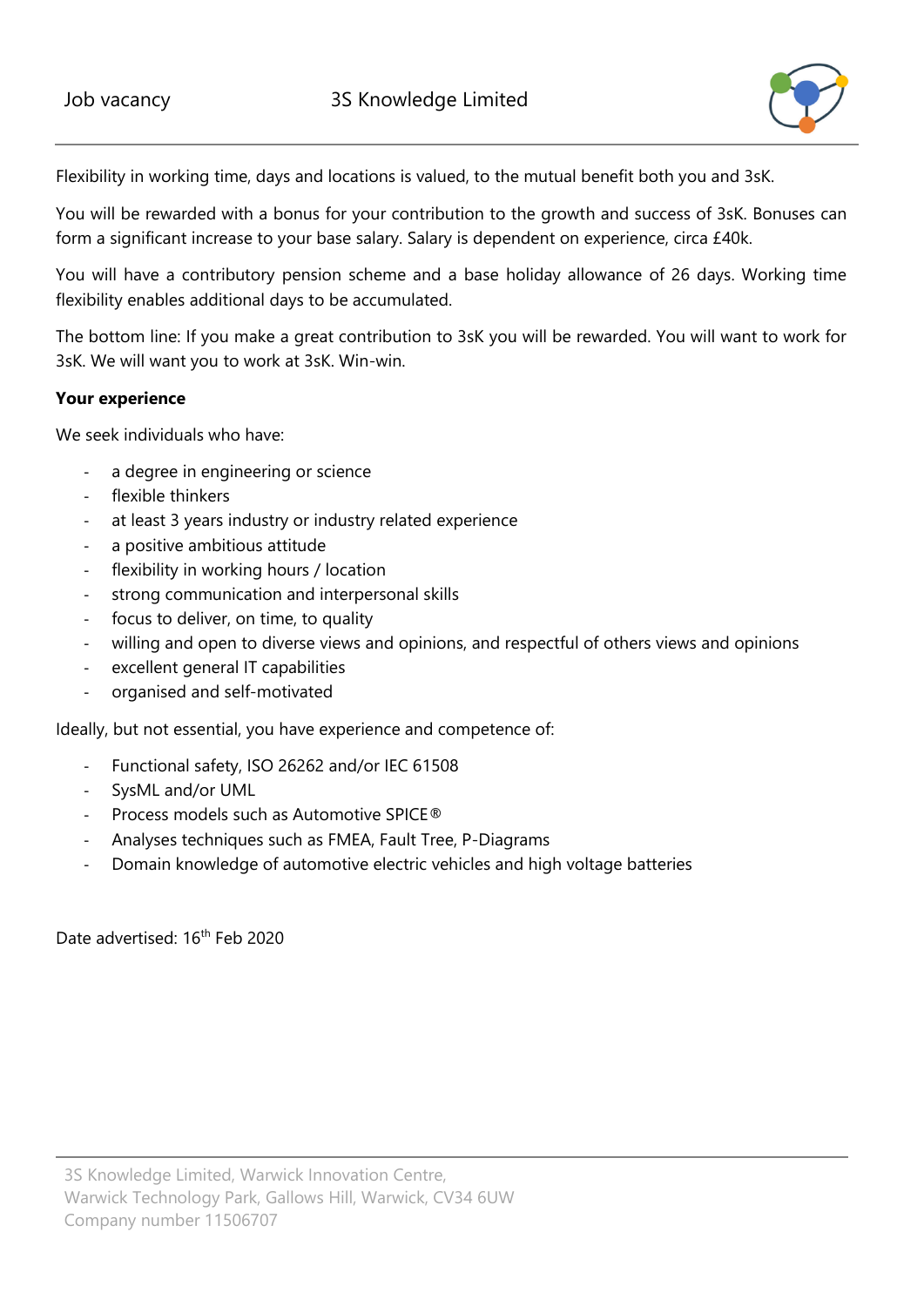Flexibility in working time, days and locations is valued, to the mutual benefit both you and 3sK.

You will be rewarded with a bonus for your contribution to the growth and success of 3sK. Bonuses can form a significant increase to your base salary. Salary is dependent on experience, circa £40k.

You will have a contributory pension scheme and a base holiday allowance of 26 days. Working time flexibility enables additional days to be accumulated.

The bottom line: If you make a great contribution to 3sK you will be rewarded. You will want to work for 3sK. We will want you to work at 3sK. Win-win.

**Your experience**

We seek individuals who have:

- a degree in engineering or science
- flexible thinkers
- at least 3 years industry or industry related experience
- a positive ambitious attitude
- flexibility in working hours / location
- strong communication and interpersonal skills
- focus to deliver, on time, to quality
- willing and open to diverse views and opinions, and respectful of others views and opinions
- excellent general IT capabilities
- organised and self-motivated

Ideally, but not essential, you have experience and competence of:

- Functional safety, ISO 26262 and/or IEC 61508
- SysML and/or UML
- Process models such as Automotive SPICE®
- Analyses techniques such as FMEA, Fault Tree, P-Diagrams
- Domain knowledge of automotive electric vehicles and high voltage batteries

Date advertised: 16th Feb 2020